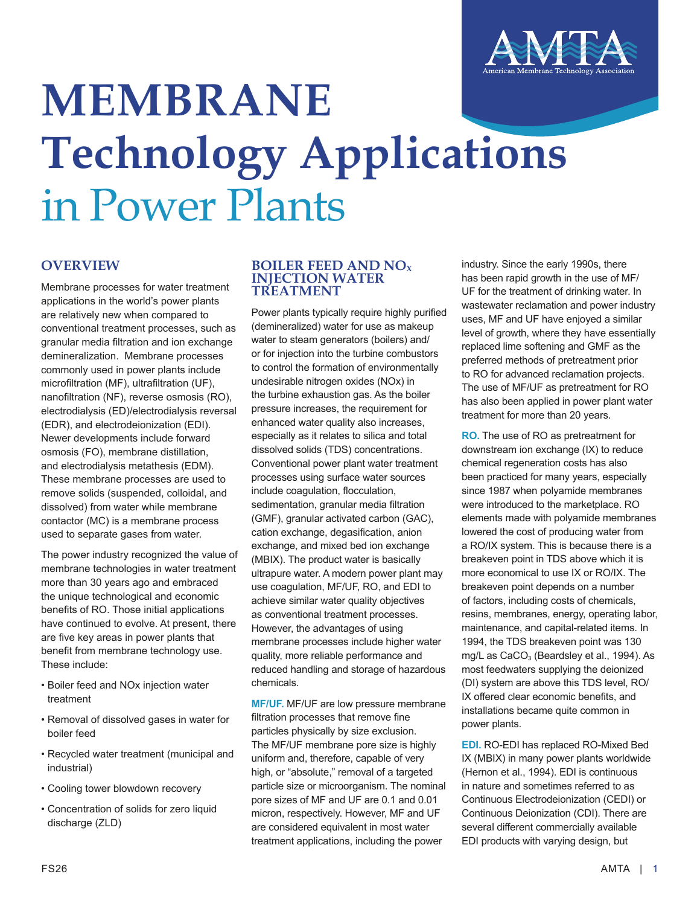# MEMBRANE Technology Applications in Power Plants

## OVERVIEW

Membrane processes for water treatment applications in the world's power plants are relatively new when compared to conventional treatment processes, such as granular media filtration and ion exchange demineralization. Membrane processes commonly used in power plants include microfiltration (MF), ultrafiltration (UF), nanofiltration (NF), reverse osmosis (RO), electrodialysis (ED)/electrodialysis reversal (EDR), and electrodeionization (EDI). Newer developments include forward osmosis (FO), membrane distillation, and electrodialysis metathesis (EDM). These membrane processes are used to remove solids (suspended, colloidal, and dissolved) from water while membrane contactor (MC) is a membrane process used to separate gases from water.

The power industry recognized the value of membrane technologies in water treatment more than 30 years ago and embraced the unique technological and economic benefits of RO. Those initial applications have continued to evolve. At present, there are five key areas in power plants that benefit from membrane technology use. These include:

- Boiler feed and NOx injection water treatment
- Removal of dissolved gases in water for boiler feed
- Recycled water treatment (municipal and industrial)
- Cooling tower blowdown recovery
- Concentration of solids for zero liquid discharge (ZLD)

## BOILER FEED AND $NO_X$ INJECTION WATER TREATMENT

Power plants typically require highly purified (demineralized) water for use as makeup water to steam generators (boilers) and/or for injection into the turbine combustors to control the formation of environmentally undesirable nitrogen oxides (NOx) in the turbine exhaustion gas. As the boiler pressure increases, the requirement for enhanced water quality also increases, especially as it relates to silica and total dissolved solids (TDS) concentrations. Conventional power plant water treatment processes using surface water sources include coagulation, flocculation, sedimentation, granular media filtration (GMF), granular activated carbon (GAC), cation exchange, degasification, anion exchange, and mixed bed ion exchange (MBIX). The product water is basically ultrapure water. A modern power plant may use coagulation, MF/UF, RO, and EDI to achieve similar water quality objectives as conventional treatment processes. However, the advantages of using membrane processes include higher water quality, more reliable performance and reduced handling and storage of hazardous chemicals.

**MF/UF.** MF/UF are low pressure membrane filtration processes that remove fine particles physically by size exclusion. The MF/UF membrane pore size is highly uniform and, therefore, capable of very high, or "absolute," removal of a targeted particle size or microorganism. The nominal pore sizes of MF and UF are 0.1 and 0.01 micron, respectively. However, MF and UF are considered equivalent in most water treatment applications, including the power industry. Since the early 1990s, there has been rapid growth in the use of MF/UF for the treatment of drinking water. In wastewater reclamation and power industry uses, MF and UF have enjoyed a similar level of growth, where they have essentially replaced lime softening and GMF as the preferred methods of pretreatment prior to RO for advanced reclamation projects. The use of MF/UF as pretreatment for RO has also been applied in power plant water treatment for more than 20 years.

**RO.** The use of RO as pretreatment for downstream ion exchange (IX) to reduce chemical regeneration costs has also been practiced for many years, especially since 1987 when polyamide membranes were introduced to the marketplace. RO elements made with polyamide membranes lowered the cost of producing water from a RO/IX system. This is because there is a breakeven point in TDS above which it is more economical to use IX or RO/IX. The breakeven point depends on a number of factors, including costs of chemicals, resins, membranes, energy, operating labor, maintenance, and capital-related items. In 1994, the TDS breakeven point was 130 mg/L as $CaCO_3$ (Beardsley et al., 1994). As most feedwaters supplying the deionized (DI) system are above this TDS level, RO/IX offered clear economic benefits, and installations became quite common in power plants.

**EDI.** RO-EDI has replaced RO-Mixed Bed IX (MBIX) in many power plants worldwide (Hernon et al., 1994). EDI is continuous in nature and sometimes referred to as Continuous Electrodeionization (CEDI) or Continuous Deionization (CDI). There are several different commercially available EDI products with varying design, but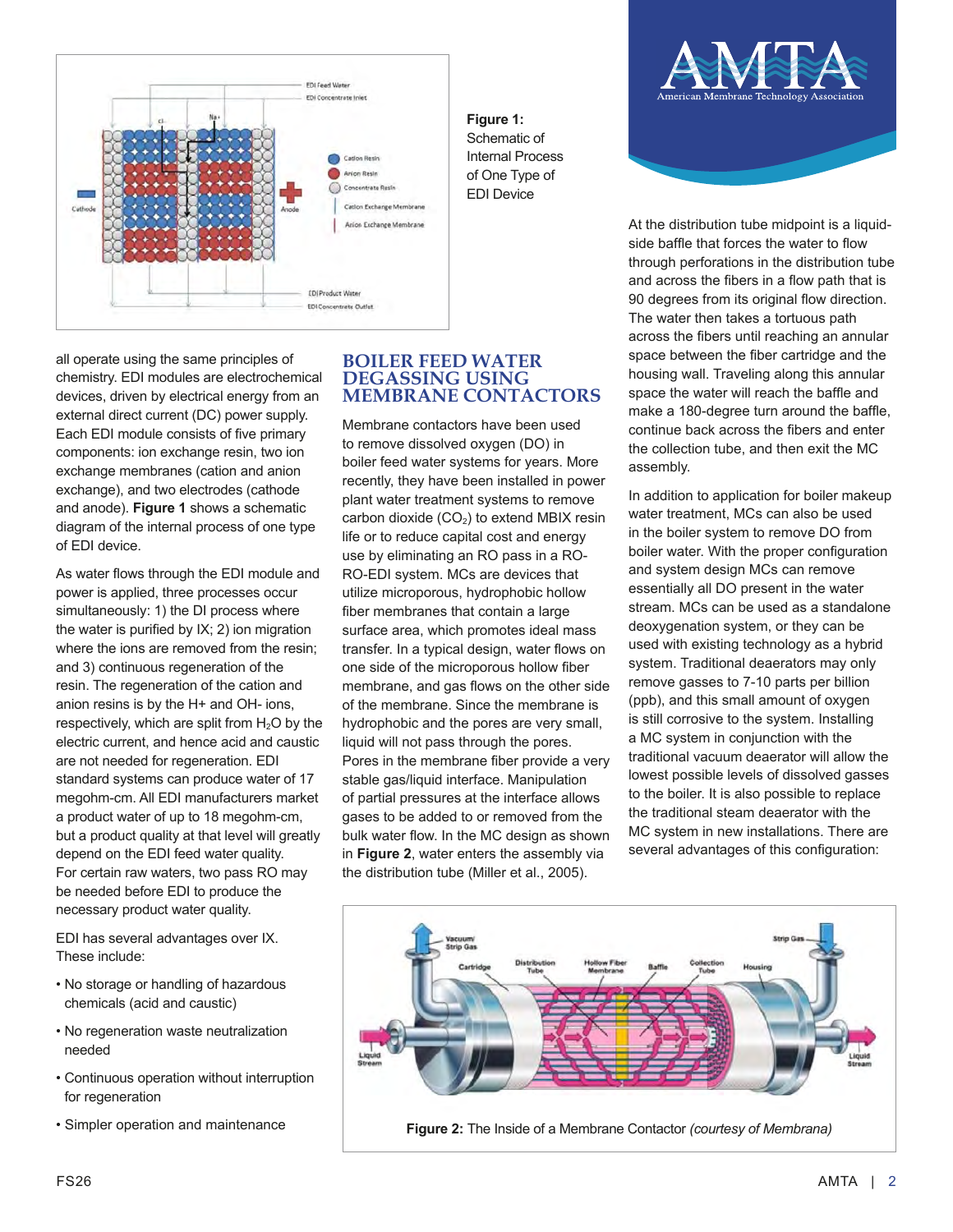**Figure 1:** Schematic of Internal Process of One Type of EDI Device

all operate using the same principles of chemistry. EDI modules are electrochemical devices, driven by electrical energy from an external direct current (DC) power supply. Each EDI module consists of five primary components: ion exchange resin, two ion exchange membranes (cation and anion exchange), and two electrodes (cathode and anode). **Figure 1** shows a schematic diagram of the internal process of one type of EDI device.

As water flows through the EDI module and power is applied, three processes occur simultaneously: 1) the DI process where the water is purified by IX; 2) ion migration where the ions are removed from the resin; and 3) continuous regeneration of the resin. The regeneration of the cation and anion resins is by the H+ and OH- ions, respectively, which are split from $H_2O$ by the electric current, and hence acid and caustic are not needed for regeneration. EDI standard systems can produce water of 17 megohm-cm. All EDI manufacturers market a product water of up to 18 megohm-cm, but a product quality at that level will greatly depend on the EDI feed water quality. For certain raw waters, two pass RO may be needed before EDI to produce the necessary product water quality.

EDI has several advantages over IX. These include:

- No storage or handling of hazardous chemicals (acid and caustic)
- No regeneration waste neutralization needed
- Continuous operation without interruption for regeneration
- Simpler operation and maintenance

## BOILER FEED WATER DEGASSING USING MEMBRANE CONTACTORS

Membrane contactors have been used to remove dissolved oxygen (DO) in boiler feed water systems for years. More recently, they have been installed in power plant water treatment systems to remove carbon dioxide ($CO_2$) to extend MBIX resin life or to reduce capital cost and energy use by eliminating an RO pass in a RO-RO-EDI system. MCs are devices that utilize microporous, hydrophobic hollow fiber membranes that contain a large surface area, which promotes ideal mass transfer. In a typical design, water flows on one side of the microporous hollow fiber membrane, and gas flows on the other side of the membrane. Since the membrane is hydrophobic and the pores are very small, liquid will not pass through the pores. Pores in the membrane fiber provide a very stable gas/liquid interface. Manipulation of partial pressures at the interface allows gases to be added to or removed from the bulk water flow. In the MC design as shown in **Figure 2**, water enters the assembly via the distribution tube (Miller et al., 2005).

At the distribution tube midpoint is a liquid-side baffle that forces the water to flow through perforations in the distribution tube and across the fibers in a flow path that is 90 degrees from its original flow direction. The water then takes a tortuous path across the fibers until reaching an annular space between the fiber cartridge and the housing wall. Traveling along this annular space the water will reach the baffle and make a 180-degree turn around the baffle, continue back across the fibers and enter the collection tube, and then exit the MC assembly.

In addition to application for boiler makeup water treatment, MCs can also be used in the boiler system to remove DO from boiler water. With the proper configuration and system design MCs can remove essentially all DO present in the water stream. MCs can be used as a standalone deoxygenation system, or they can be used with existing technology as a hybrid system. Traditional deaerators may only remove gasses to 7-10 parts per billion (ppb), and this small amount of oxygen is still corrosive to the system. Installing a MC system in conjunction with the traditional vacuum deaerator will allow the lowest possible levels of dissolved gasses to the boiler. It is also possible to replace the traditional steam deaerator with the MC system in new installations. There are several advantages of this configuration:

**Figure 2:** The Inside of a Membrane Contactor *(courtesy of Membrana)*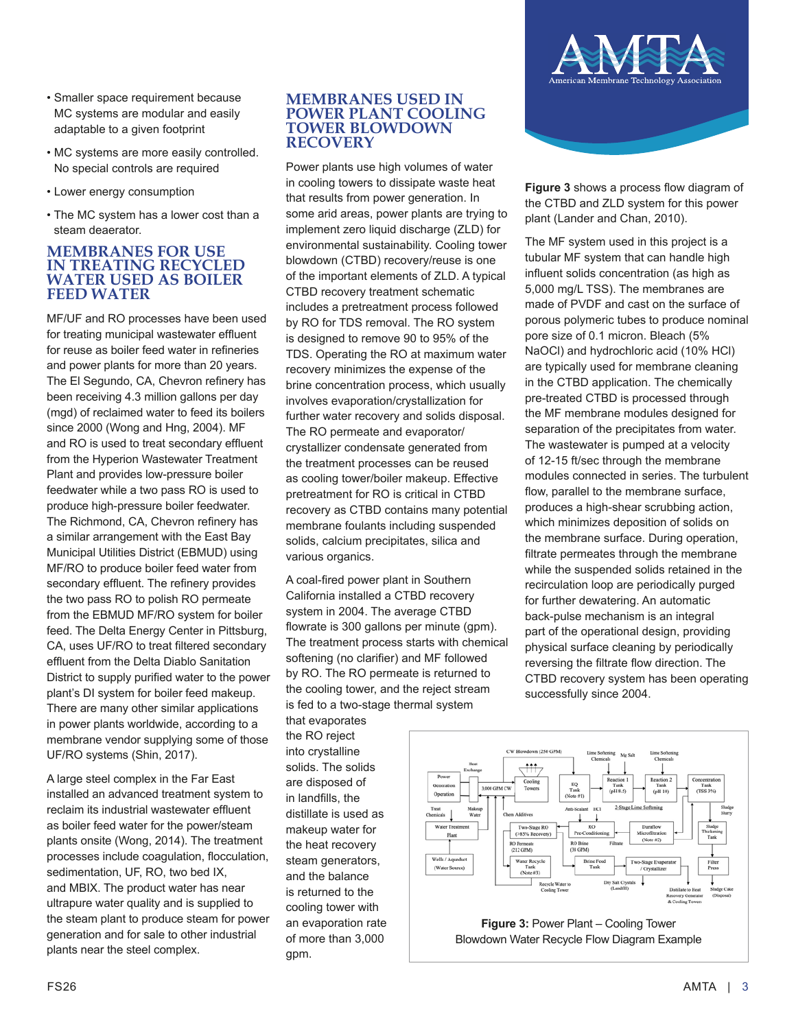- Smaller space requirement because MC systems are modular and easily adaptable to a given footprint
- MC systems are more easily controlled. No special controls are required
- Lower energy consumption
- The MC system has a lower cost than a steam deaerator.

## MEMBRANES FOR USE IN TREATING RECYCLED WATER USED AS BOILER FEED WATER

MF/UF and RO processes have been used for treating municipal wastewater effluent for reuse as boiler feed water in refineries and power plants for more than 20 years. The El Segundo, CA, Chevron refinery has been receiving 4.3 million gallons per day (mgd) of reclaimed water to feed its boilers since 2000 (Wong and Hng, 2004). MF and RO is used to treat secondary effluent from the Hyperion Wastewater Treatment Plant and provides low-pressure boiler feedwater while a two pass RO is used to produce high-pressure boiler feedwater. The Richmond, CA, Chevron refinery has a similar arrangement with the East Bay Municipal Utilities District (EBMUD) using MF/RO to produce boiler feed water from secondary effluent. The refinery provides the two pass RO to polish RO permeate from the EBMUD MF/RO system for boiler feed. The Delta Energy Center in Pittsburg, CA, uses UF/RO to treat filtered secondary effluent from the Delta Diablo Sanitation District to supply purified water to the power plant's DI system for boiler feed makeup. There are many other similar applications in power plants worldwide, according to a membrane vendor supplying some of those UF/RO systems (Shin, 2017).

A large steel complex in the Far East installed an advanced treatment system to reclaim its industrial wastewater effluent as boiler feed water for the power/steam plants onsite (Wong, 2014). The treatment processes include coagulation, flocculation, sedimentation, UF, RO, two bed IX, and MBIX. The product water has near ultrapure water quality and is supplied to the steam plant to produce steam for power generation and for sale to other industrial plants near the steel complex.

## MEMBRANES USED IN POWER PLANT COOLING TOWER BLOWDOWN RECOVERY

Power plants use high volumes of water in cooling towers to dissipate waste heat that results from power generation. In some arid areas, power plants are trying to implement zero liquid discharge (ZLD) for environmental sustainability. Cooling tower blowdown (CTBD) recovery/reuse is one of the important elements of ZLD. A typical CTBD recovery treatment schematic includes a pretreatment process followed by RO for TDS removal. The RO system is designed to remove 90 to 95% of the TDS. Operating the RO at maximum water recovery minimizes the expense of the brine concentration process, which usually involves evaporation/crystallization for further water recovery and solids disposal. The RO permeate and evaporator/crystallizer condensate generated from the treatment processes can be reused as cooling tower/boiler makeup. Effective pretreatment for RO is critical in CTBD recovery as CTBD contains many potential membrane foulants including suspended solids, calcium precipitates, silica and various organics.

A coal-fired power plant in Southern California installed a CTBD recovery system in 2004. The average CTBD flowrate is 300 gallons per minute (gpm). The treatment process starts with chemical softening (no clarifier) and MF followed by RO. The RO permeate is returned to the cooling tower, and the reject stream is fed to a two-stage thermal system that evaporates the RO reject into crystalline solids. The solids are disposed of in landfills, the distillate is used as makeup water for the heat recovery steam generators, and the balance is returned to the cooling tower with an evaporation rate of more than 3,000 gpm.

**Figure 3** shows a process flow diagram of the CTBD and ZLD system for this power plant (Lander and Chan, 2010).

The MF system used in this project is a tubular MF system that can handle high influent solids concentration (as high as 5,000 mg/L TSS). The membranes are made of PVDF and cast on the surface of porous polymeric tubes to produce nominal pore size of 0.1 micron. Bleach (5% NaOCl) and hydrochloric acid (10% HCl) are typically used for membrane cleaning in the CTBD application. The chemically pre-treated CTBD is processed through the MF membrane modules designed for separation of the precipitates from water. The wastewater is pumped at a velocity of 12-15 ft/sec through the membrane modules connected in series. The turbulent flow, parallel to the membrane surface, produces a high-shear scrubbing action, which minimizes deposition of solids on the membrane surface. During operation, filtrate permeates through the membrane while the suspended solids retained in the recirculation loop are periodically purged for further dewatering. An automatic back-pulse mechanism is an integral part of the operational design, providing physical surface cleaning by periodically reversing the filtrate flow direction. The CTBD recovery system has been operating successfully since 2004.

**Figure 3:** Power Plant – Cooling Tower Blowdown Water Recycle Flow Diagram Example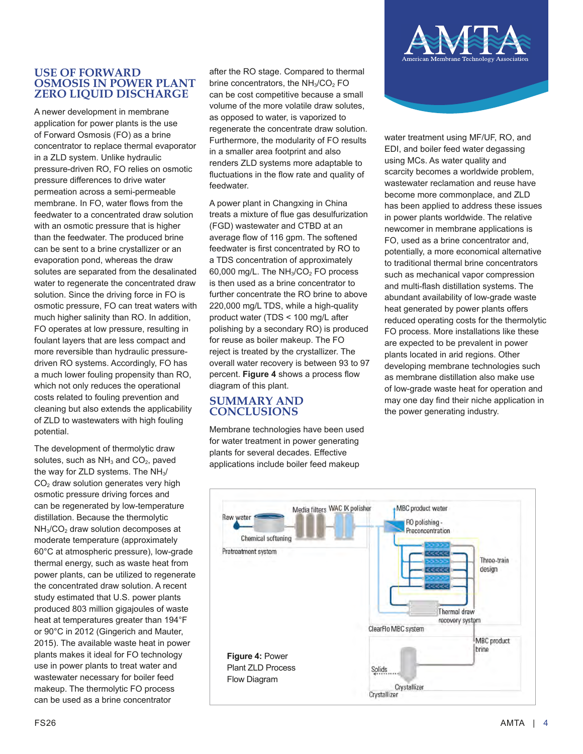## USE OF FORWARD OSMOSIS IN POWER PLANT ZERO LIQUID DISCHARGE

A newer development in membrane application for power plants is the use of Forward Osmosis (FO) as a brine concentrator to replace thermal evaporator in a ZLD system. Unlike hydraulic pressure-driven RO, FO relies on osmotic pressure differences to drive water permeation across a semi-permeable membrane. In FO, water flows from the feedwater to a concentrated draw solution with an osmotic pressure that is higher than the feedwater. The produced brine can be sent to a brine crystallizer or an evaporation pond, whereas the draw solutes are separated from the desalinated water to regenerate the concentrated draw solution. Since the driving force in FO is osmotic pressure, FO can treat waters with much higher salinity than RO. In addition, FO operates at low pressure, resulting in foulant layers that are less compact and more reversible than hydraulic pressure-driven RO systems. Accordingly, FO has a much lower fouling propensity than RO, which not only reduces the operational costs related to fouling prevention and cleaning but also extends the applicability of ZLD to wastewaters with high fouling potential.

The development of thermolytic draw solutes, such as $NH_3$ and $CO_2$, paved the way for ZLD systems. The $NH_3$/$CO_2$ draw solution generates very high osmotic pressure driving forces and can be regenerated by low-temperature distillation. Because the thermolytic $NH_3$/$CO_2$ draw solution decomposes at moderate temperature (approximately 60°C at atmospheric pressure), low-grade thermal energy, such as waste heat from power plants, can be utilized to regenerate the concentrated draw solution. A recent study estimated that U.S. power plants produced 803 million gigajoules of waste heat at temperatures greater than 194°F or 90°C in 2012 (Gingerich and Mauter, 2015). The available waste heat in power plants makes it ideal for FO technology use in power plants to treat water and wastewater necessary for boiler feed makeup. The thermolytic FO process can be used as a brine concentrator after the RO stage. Compared to thermal brine concentrators, the $NH_3$/$CO_2$ FO can be cost competitive because a small volume of the more volatile draw solutes, as opposed to water, is vaporized to regenerate the concentrate draw solution. Furthermore, the modularity of FO results in a smaller area footprint and also renders ZLD systems more adaptable to fluctuations in the flow rate and quality of feedwater.

A power plant in Changxing in China treats a mixture of flue gas desulfurization (FGD) wastewater and CTBD at an average flow of 116 gpm. The softened feedwater is first concentrated by RO to a TDS concentration of approximately 60,000 mg/L. The $NH_3$/$CO_2$ FO process is then used as a brine concentrator to further concentrate the RO brine to above 220,000 mg/L TDS, while a high-quality product water (TDS < 100 mg/L after polishing by a secondary RO) is produced for reuse as boiler makeup. The FO reject is treated by the crystallizer. The overall water recovery is between 93 to 97 percent. **Figure 4** shows a process flow diagram of this plant.

## SUMMARY AND CONCLUSIONS

Membrane technologies have been used for water treatment in power generating plants for several decades. Effective applications include boiler feed makeup water treatment using MF/UF, RO, and EDI, and boiler feed water degassing using MCs. As water quality and scarcity becomes a worldwide problem, wastewater reclamation and reuse have become more commonplace, and ZLD has been applied to address these issues in power plants worldwide. The relative newcomer in membrane applications is FO, used as a brine concentrator and, potentially, a more economical alternative to traditional thermal brine concentrators such as mechanical vapor compression and multi-flash distillation systems. The abundant availability of low-grade waste heat generated by power plants offers reduced operating costs for the thermolytic FO process. More installations like these are expected to be prevalent in power plants located in arid regions. Other developing membrane technologies such as membrane distillation also make use of low-grade waste heat for operation and may one day find their niche application in the power generating industry.

**Figure 4:** Power Plant ZLD Process Flow Diagram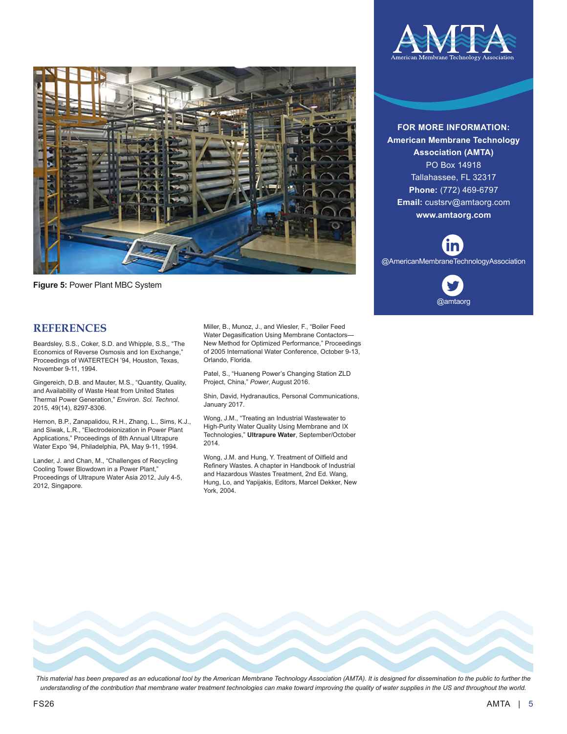Figure 5: Power Plant MBC System

**FOR MORE INFORMATION:**
**American Membrane Technology Association (AMTA)**
PO Box 14918
Tallahassee, FL 32317
**Phone:** (772) 469-6797
**Email:** custsrv@amtaorg.com
**www.amtaorg.com**

@AmericanMembraneTechnologyAssociation

@amtaorg

## REFERENCES

Beardsley, S.S., Coker, S.D. and Whipple, S.S,, "The Economics of Reverse Osmosis and Ion Exchange," Proceedings of WATERTECH '94, Houston, Texas, November 9-11, 1994.

Gingereich, D.B. and Mauter, M.S., "Quantity, Quality, and Availability of Waste Heat from United States Thermal Power Generation," *Environ. Sci. Technol*. 2015, 49(14), 8297-8306.

Hernon, B.P., Zanapalidou, R.H., Zhang, L., Sims, K.J., and Siwak, L.R., "Electrodeionization in Power Plant Applications," Proceedings of 8th Annual Ultrapure Water Expo '94, Philadelphia, PA, May 9-11, 1994.

Lander, J. and Chan, M., "Challenges of Recycling Cooling Tower Blowdown in a Power Plant," Proceedings of Ultrapure Water Asia 2012, July 4-5, 2012, Singapore.

Miller, B., Munoz, J., and Wiesler, F., "Boiler Feed Water Degasification Using Membrane Contactors—New Method for Optimized Performance," Proceedings of 2005 International Water Conference, October 9-13, Orlando, Florida.

Patel, S., "Huaneng Power's Changing Station ZLD Project, China," *Power*, August 2016.

Shin, David, Hydranautics, Personal Communications, January 2017.

Wong, J.M., "Treating an Industrial Wastewater to High-Purity Water Quality Using Membrane and IX Technologies," **Ultrapure Water**, September/October 2014.

Wong, J.M. and Hung, Y. Treatment of Oilfield and Refinery Wastes. A chapter in Handbook of Industrial and Hazardous Wastes Treatment, 2nd Ed. Wang, Hung, Lo, and Yapijakis, Editors, Marcel Dekker, New York, 2004.

*This material has been prepared as an educational tool by the American Membrane Technology Association (AMTA). It is designed for dissemination to the public to further the understanding of the contribution that membrane water treatment technologies can make toward improving the quality of water supplies in the US and throughout the world.*